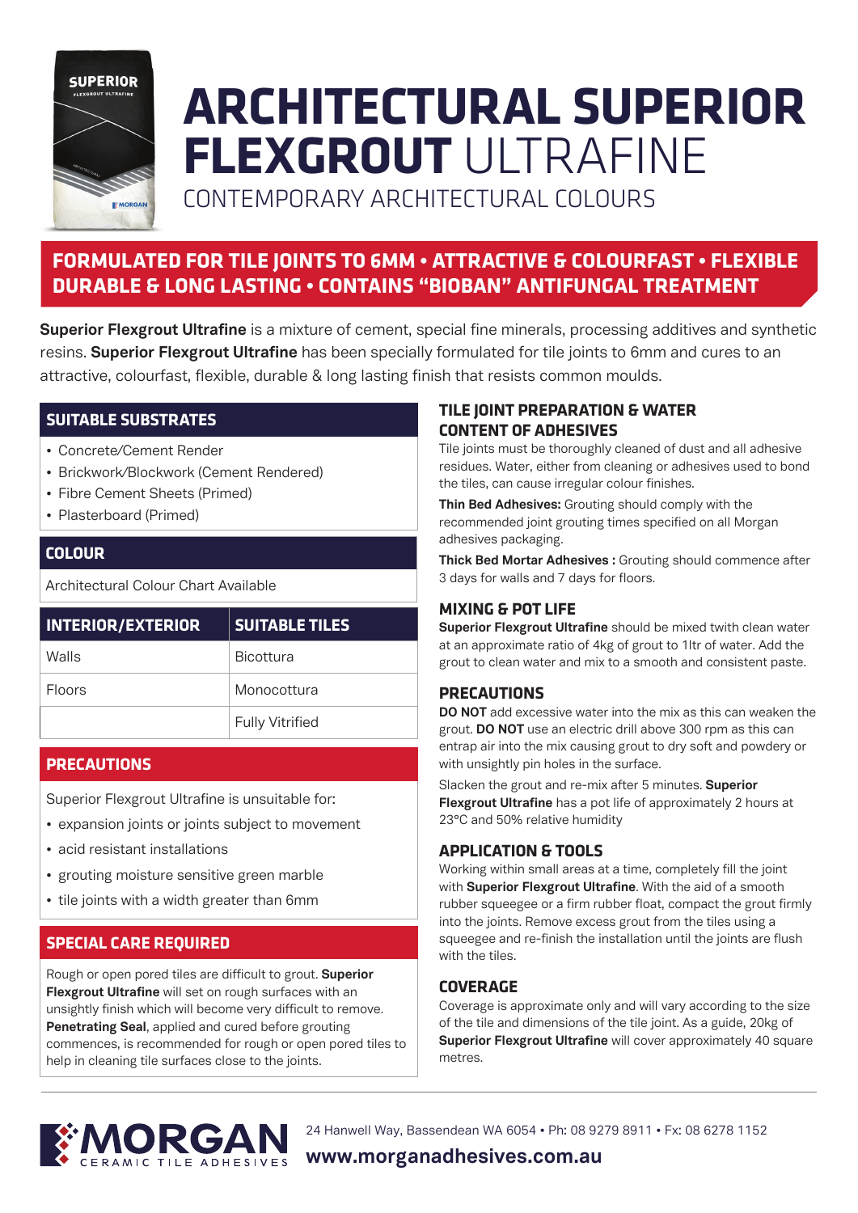# ARCHITECTURAL SUPERIOR FLEXGROUT ULTRAFINE

## CONTEMPORARY ARCHITECTURAL COLOURS

**FORMULATED FOR TILE JOINTS TO 6MM • ATTRACTIVE & COLOURFAST • FLEXIBLE DURABLE & LONG LASTING • CONTAINS "BIOBAN" ANTIFUNGAL TREATMENT**

**Superior Flexgrout Ultrafine** is a mixture of cement, special fine minerals, processing additives and synthetic resins. **Superior Flexgrout Ultrafine** has been specially formulated for tile joints to 6mm and cures to an attractive, colourfast, flexible, durable & long lasting finish that resists common moulds.

### SUITABLE SUBSTRATES

- Concrete/Cement Render
- Brickwork/Blockwork (Cement Rendered)
- Fibre Cement Sheets (Primed)
- Plasterboard (Primed)

### COLOUR

Architectural Colour Chart Available

| INTERIOR/EXTERIOR | SUITABLE TILES |
|---|---|
| Walls | Bicottura |
| Floors | Monocottura |
| | Fully Vitrified |

### PRECAUTIONS

Superior Flexgrout Ultrafine is unsuitable for:

- expansion joints or joints subject to movement
- acid resistant installations
- grouting moisture sensitive green marble
- tile joints with a width greater than 6mm

### SPECIAL CARE REQUIRED

Rough or open pored tiles are difficult to grout. **Superior Flexgrout Ultrafine** will set on rough surfaces with an unsightly finish which will become very difficult to remove. **Penetrating Seal**, applied and cured before grouting commences, is recommended for rough or open pored tiles to help in cleaning tile surfaces close to the joints.

### TILE JOINT PREPARATION & WATER CONTENT OF ADHESIVES

Tile joints must be thoroughly cleaned of dust and all adhesive residues. Water, either from cleaning or adhesives used to bond the tiles, can cause irregular colour finishes.

**Thin Bed Adhesives:** Grouting should comply with the recommended joint grouting times specified on all Morgan adhesives packaging.

**Thick Bed Mortar Adhesives :** Grouting should commence after 3 days for walls and 7 days for floors.

### MIXING & POT LIFE

**Superior Flexgrout Ultrafine** should be mixed with clean water at an approximate ratio of 4kg of grout to 1ltr of water. Add the grout to clean water and mix to a smooth and consistent paste.

### PRECAUTIONS

**DO NOT** add excessive water into the mix as this can weaken the grout. **DO NOT** use an electric drill above 300 rpm as this can entrap air into the mix causing grout to dry soft and powdery or with unsightly pin holes in the surface.

Slacken the grout and re-mix after 5 minutes. **Superior Flexgrout Ultrafine** has a pot life of approximately 2 hours at 23°C and 50% relative humidity

### APPLICATION & TOOLS

Working within small areas at a time, completely fill the joint with **Superior Flexgrout Ultrafine**. With the aid of a smooth rubber squeegee or a firm rubber float, compact the grout firmly into the joints. Remove excess grout from the tiles using a squeegee and re-finish the installation until the joints are flush with the tiles.

### COVERAGE

Coverage is approximate only and will vary according to the size of the tile and dimensions of the tile joint. As a guide, 20kg of **Superior Flexgrout Ultrafine** will cover approximately 40 square metres.

MORGAN CERAMIC TILE ADHESIVES

24 Hanwell Way, Bassendean WA 6054 • Ph: 08 9279 8911 • Fx: 08 6278 1152

**www.morganadhesives.com.au**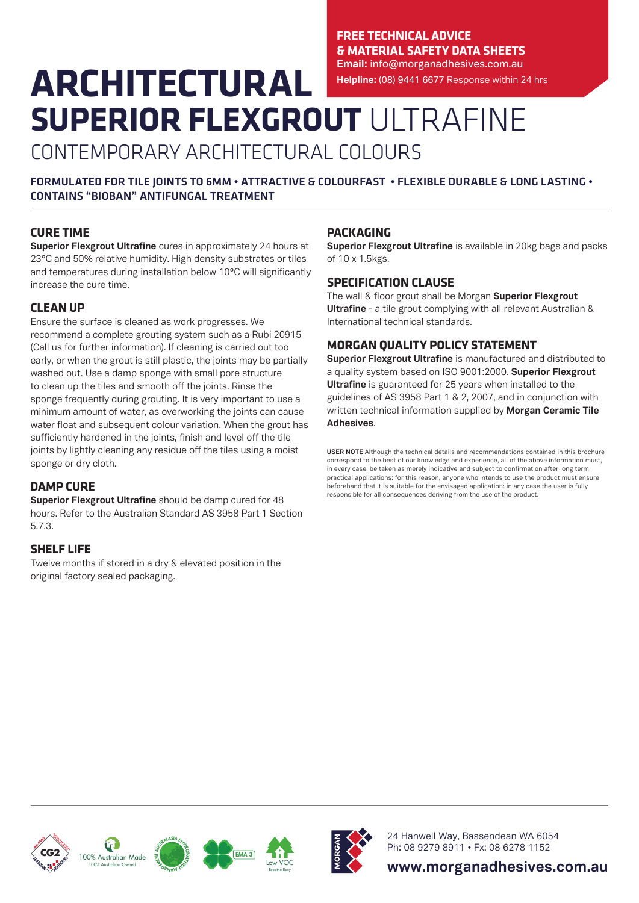**FREE TECHNICAL ADVICE & MATERIAL SAFETY DATA SHEETS**
**Email:** info@morganadhesives.com.au
**Helpline:** (08) 9441 6677 Response within 24 hrs

# ARCHITECTURAL SUPERIOR FLEXGROUT ULTRAFINE

## CONTEMPORARY ARCHITECTURAL COLOURS

**FORMULATED FOR TILE JOINTS TO 6MM • ATTRACTIVE & COLOURFAST • FLEXIBLE DURABLE & LONG LASTING • CONTAINS "BIOBAN" ANTIFUNGAL TREATMENT**

### CURE TIME

**Superior Flexgrout Ultrafine** cures in approximately 24 hours at 23°C and 50% relative humidity. High density substrates or tiles and temperatures during installation below 10°C will significantly increase the cure time.

### CLEAN UP

Ensure the surface is cleaned as work progresses. We recommend a complete grouting system such as a Rubi 20915 (Call us for further information). If cleaning is carried out too early, or when the grout is still plastic, the joints may be partially washed out. Use a damp sponge with small pore structure to clean up the tiles and smooth off the joints. Rinse the sponge frequently during grouting. It is very important to use a minimum amount of water, as overworking the joints can cause water float and subsequent colour variation. When the grout has sufficiently hardened in the joints, finish and level off the tile joints by lightly cleaning any residue off the tiles using a moist sponge or dry cloth.

### DAMP CURE

**Superior Flexgrout Ultrafine** should be damp cured for 48 hours. Refer to the Australian Standard AS 3958 Part 1 Section 5.7.3.

### SHELF LIFE

Twelve months if stored in a dry & elevated position in the original factory sealed packaging.

### PACKAGING

**Superior Flexgrout Ultrafine** is available in 20kg bags and packs of 10 x 1.5kgs.

### SPECIFICATION CLAUSE

The wall & floor grout shall be Morgan **Superior Flexgrout Ultrafine** - a tile grout complying with all relevant Australian & International technical standards.

### MORGAN QUALITY POLICY STATEMENT

**Superior Flexgrout Ultrafine** is manufactured and distributed to a quality system based on ISO 9001:2000. **Superior Flexgrout Ultrafine** is guaranteed for 25 years when installed to the guidelines of AS 3958 Part 1 & 2, 2007, and in conjunction with written technical information supplied by **Morgan Ceramic Tile Adhesives**.

**USER NOTE** Although the technical details and recommendations contained in this brochure correspond to the best of our knowledge and experience, all of the above information must, in every case, be taken as merely indicative and subject to confirmation after long term practical applications: for this reason, anyone who intends to use the product must ensure beforehand that it is suitable for the envisaged application: in any case the user is fully responsible for all consequences deriving from the use of the product.

CG2 • 100% Australian Made 100% Australian Owned • EMA 3 • Low VOC Breathe Easy

24 Hanwell Way, Bassendean WA 6054
Ph: 08 9279 8911 • Fx: 08 6278 1152

**www.morganadhesives.com.au**